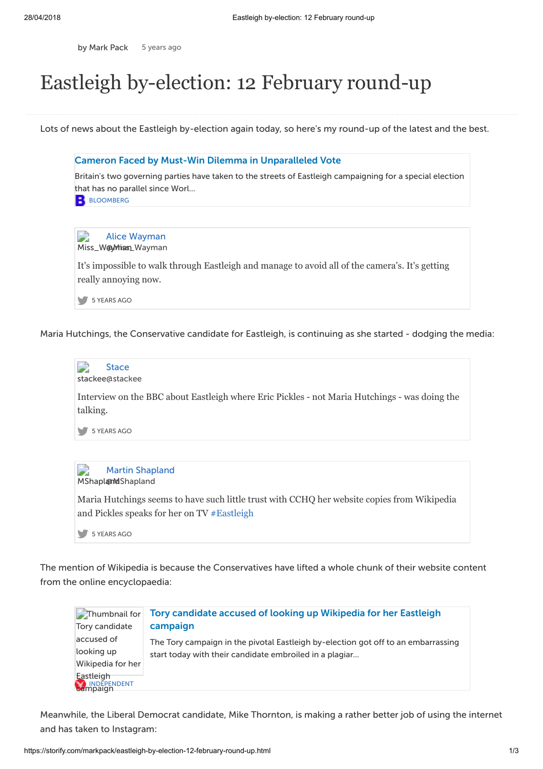by Mark Pack 5 years ago

# Eastleigh by-election: 12 February round-up

Lots of news about the Eastleigh by-election again today, so here's my round-up of the latest and the best.

**Cameron Faced by Must-Win Dilemma in Unparalleled Vote**

Britain's two governing parties have taken to the streets of Eastleigh campaigning for a special election that has no parallel since Worl...

BLOOMBERG

> **Alice Wayman**
> Miss_Wayman @Miss_Wayman
>
> It's impossible to walk through Eastleigh and manage to avoid all of the camera's. It's getting really annoying now.
>
> 5 YEARS AGO

Maria Hutchings, the Conservative candidate for Eastleigh, is continuing as she started - dodging the media:

> **Stace**
> stackee@stackee
>
> Interview on the BBC about Eastleigh where Eric Pickles - not Maria Hutchings - was doing the talking.
>
> 5 YEARS AGO

> **Martin Shapland**
> MShapland @MShapland
>
> Maria Hutchings seems to have such little trust with CCHQ her website copies from Wikipedia and Pickles speaks for her on TV #Eastleigh
>
> 5 YEARS AGO

The mention of Wikipedia is because the Conservatives have lifted a whole chunk of their website content from the online encyclopaedia:

**Tory candidate accused of looking up Wikipedia for her Eastleigh campaign**

The Tory campaign in the pivotal Eastleigh by-election got off to an embarrassing start today with their candidate embroiled in a plagiar...

INDEPENDENT

Meanwhile, the Liberal Democrat candidate, Mike Thornton, is making a rather better job of using the internet and has taken to Instagram: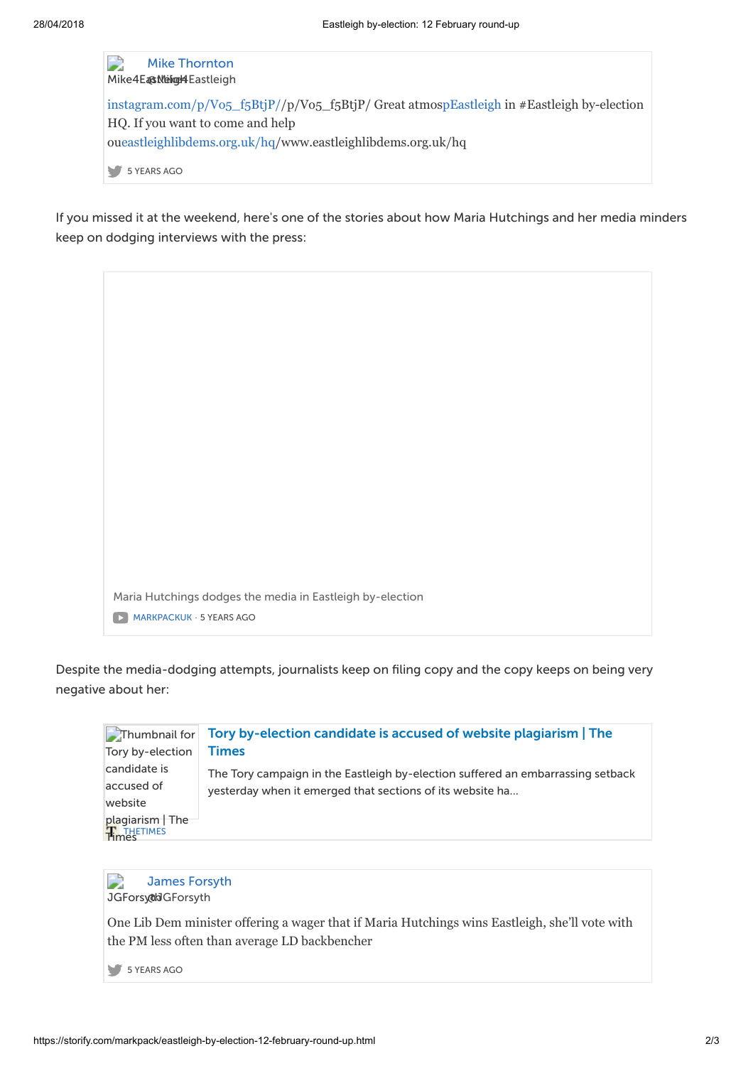Mike Thornton
Mike4Eastleigh @Mike4Eastleigh

instagram.com/p/Vo5_f5BtjP//p/Vo5_f5BtjP/ Great atmospEastleigh in #Eastleigh by-election HQ. If you want to come and help oueastleighlibdems.org.uk/hq/www.eastleighlibdems.org.uk/hq

5 YEARS AGO

If you missed it at the weekend, here's one of the stories about how Maria Hutchings and her media minders keep on dodging interviews with the press:

Maria Hutchings dodges the media in Eastleigh by-election

MARKPACKUK · 5 YEARS AGO

Despite the media-dodging attempts, journalists keep on filing copy and the copy keeps on being very negative about her:

**Tory by-election candidate is accused of website plagiarism | The Times**

The Tory campaign in the Eastleigh by-election suffered an embarrassing setback yesterday when it emerged that sections of its website ha...

THETIMES

James Forsyth
JGForsyth @JGForsyth

One Lib Dem minister offering a wager that if Maria Hutchings wins Eastleigh, she'll vote with the PM less often than average LD backbencher

5 YEARS AGO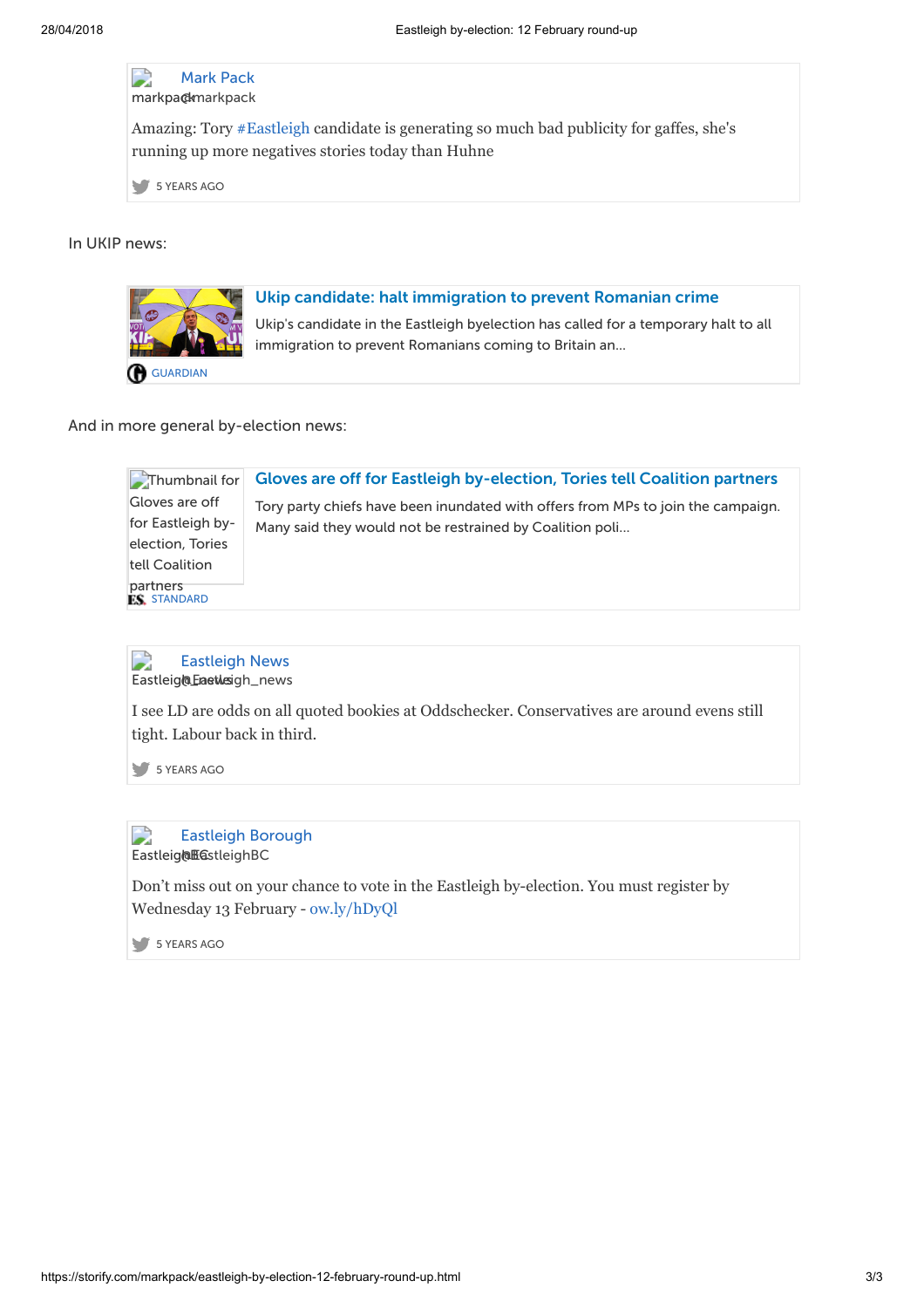Mark Pack
markpack @markpack

Amazing: Tory #Eastleigh candidate is generating so much bad publicity for gaffes, she's running up more negatives stories today than Huhne

5 YEARS AGO

In UKIP news:

**Ukip candidate: halt immigration to prevent Romanian crime**

Ukip's candidate in the Eastleigh byelection has called for a temporary halt to all immigration to prevent Romanians coming to Britain an...

GUARDIAN

And in more general by-election news:

**Gloves are off for Eastleigh by-election, Tories tell Coalition partners**

Tory party chiefs have been inundated with offers from MPs to join the campaign. Many said they would not be restrained by Coalition poli...

STANDARD

Eastleigh News
Eastleigh @Eastleigh_news

I see LD are odds on all quoted bookies at Oddschecker. Conservatives are around evens still tight. Labour back in third.

5 YEARS AGO

Eastleigh Borough
Eastleigh @EastleighBC

Don't miss out on your chance to vote in the Eastleigh by-election. You must register by Wednesday 13 February - ow.ly/hDyQl

5 YEARS AGO